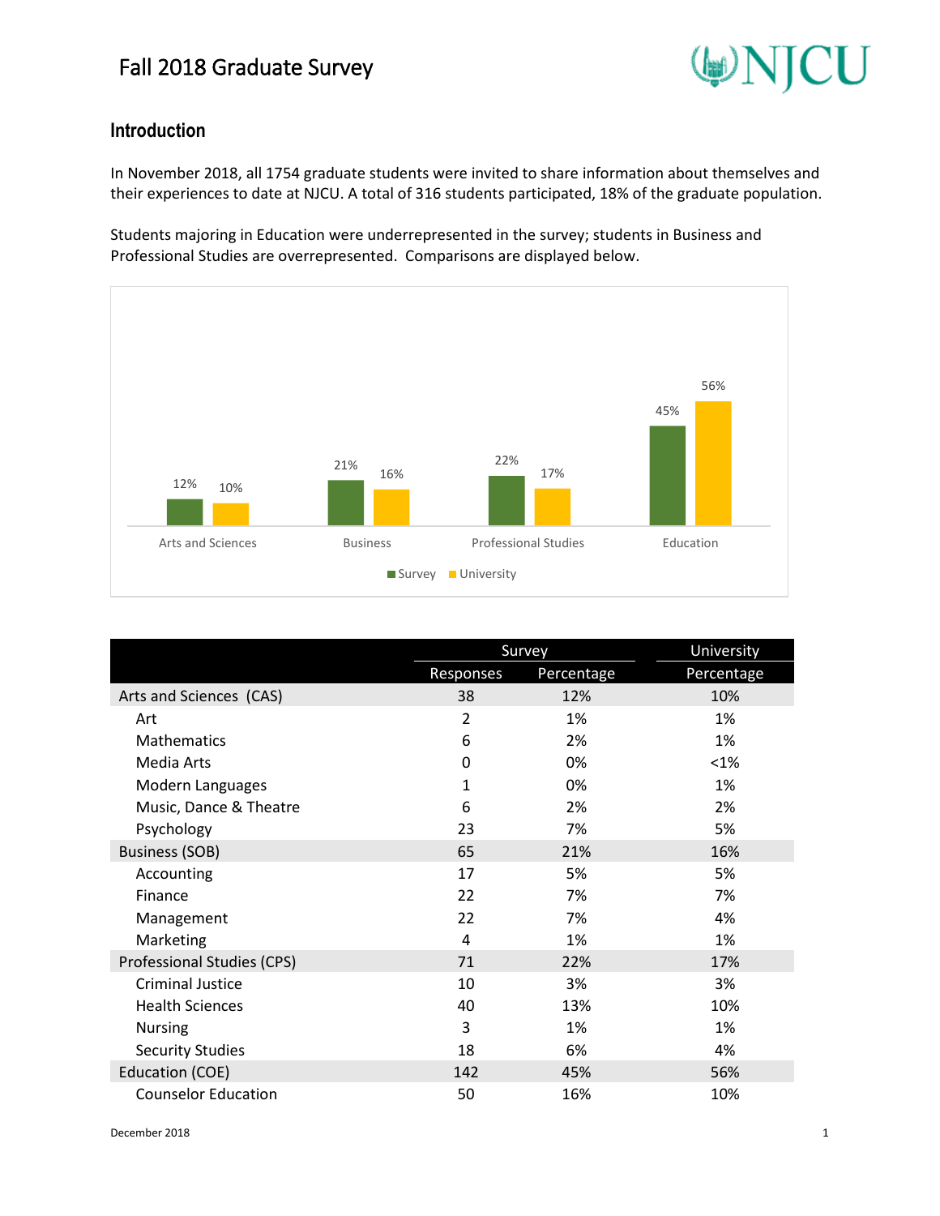# Fall 2018 Graduate Survey

## Introduction

In November 2018, all 1754 graduate students were invited to share information about themselves and their experiences to date at NJCU. A total of 316 students participated, 18% of the graduate population.

Students majoring in Education were underrepresented in the survey; students in Business and Professional Studies are overrepresented. Comparisons are displayed below.

| | Survey | University |
|---|---|---|
| Arts and Sciences | 12% | 10% |
| Business | 21% | 16% |
| Professional Studies | 22% | 17% |
| Education | 45% | 56% |

| | Survey | | University |
|---|---|---|---|
| | Responses | Percentage | Percentage |
| Arts and Sciences (CAS) | 38 | 12% | 10% |
| Art | 2 | 1% | 1% |
| Mathematics | 6 | 2% | 1% |
| Media Arts | 0 | 0% | <1% |
| Modern Languages | 1 | 0% | 1% |
| Music, Dance & Theatre | 6 | 2% | 2% |
| Psychology | 23 | 7% | 5% |
| Business (SOB) | 65 | 21% | 16% |
| Accounting | 17 | 5% | 5% |
| Finance | 22 | 7% | 7% |
| Management | 22 | 7% | 4% |
| Marketing | 4 | 1% | 1% |
| Professional Studies (CPS) | 71 | 22% | 17% |
| Criminal Justice | 10 | 3% | 3% |
| Health Sciences | 40 | 13% | 10% |
| Nursing | 3 | 1% | 1% |
| Security Studies | 18 | 6% | 4% |
| Education (COE) | 142 | 45% | 56% |
| Counselor Education | 50 | 16% | 10% |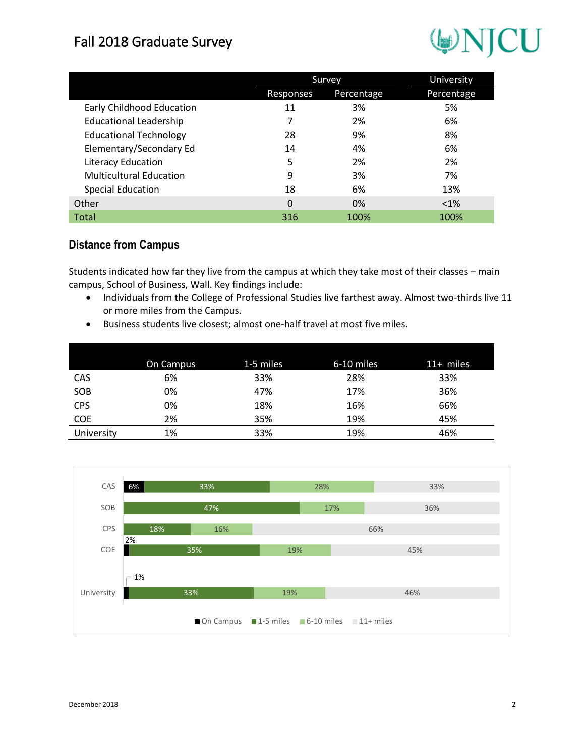| | Survey | | University |
|---|---|---|---|
| | Responses | Percentage | Percentage |
| Early Childhood Education | 11 | 3% | 5% |
| Educational Leadership | 7 | 2% | 6% |
| Educational Technology | 28 | 9% | 8% |
| Elementary/Secondary Ed | 14 | 4% | 6% |
| Literacy Education | 5 | 2% | 2% |
| Multicultural Education | 9 | 3% | 7% |
| Special Education | 18 | 6% | 13% |
| Other | 0 | 0% | <1% |
| Total | 316 | 100% | 100% |

## Distance from Campus

Students indicated how far they live from the campus at which they take most of their classes – main campus, School of Business, Wall. Key findings include:

- Individuals from the College of Professional Studies live farthest away. Almost two-thirds live 11 or more miles from the Campus.
- Business students live closest; almost one-half travel at most five miles.

| | On Campus | 1-5 miles | 6-10 miles | 11+ miles |
|---|---|---|---|---|
| CAS | 6% | 33% | 28% | 33% |
| SOB | 0% | 47% | 17% | 36% |
| CPS | 0% | 18% | 16% | 66% |
| COE | 2% | 35% | 19% | 45% |
| University | 1% | 33% | 19% | 46% |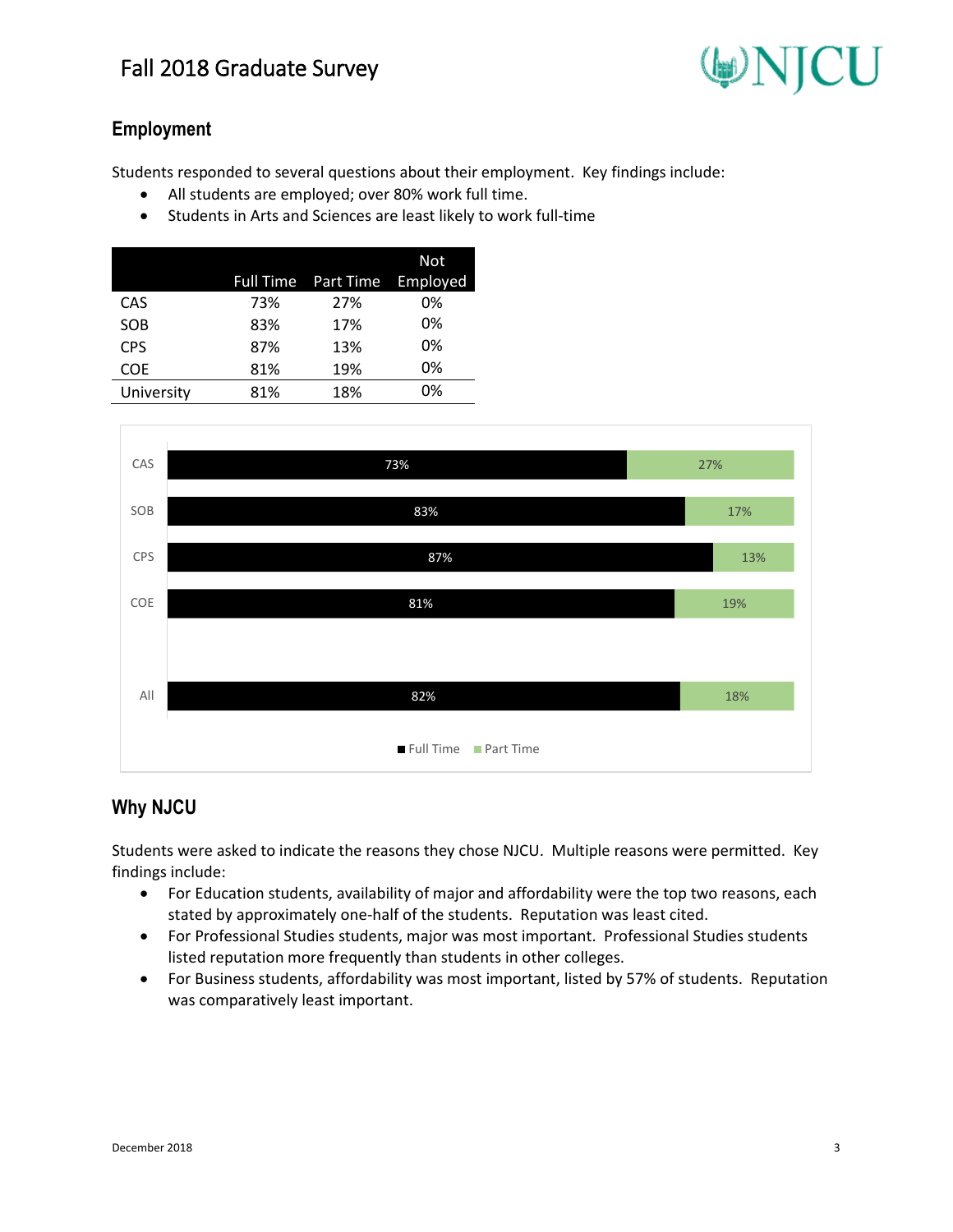## Employment

Students responded to several questions about their employment. Key findings include:

- All students are employed; over 80% work full time.
- Students in Arts and Sciences are least likely to work full-time

| | Full Time | Part Time | Not Employed |
|---|---|---|---|
| CAS | 73% | 27% | 0% |
| SOB | 83% | 17% | 0% |
| CPS | 87% | 13% | 0% |
| COE | 81% | 19% | 0% |
| University | 81% | 18% | 0% |

| | Full Time | Part Time |
|---|---|---|
| CAS | 73% | 27% |
| SOB | 83% | 17% |
| CPS | 87% | 13% |
| COE | 81% | 19% |
| All | 82% | 18% |

## Why NJCU

Students were asked to indicate the reasons they chose NJCU. Multiple reasons were permitted. Key findings include:

- For Education students, availability of major and affordability were the top two reasons, each stated by approximately one-half of the students. Reputation was least cited.
- For Professional Studies students, major was most important. Professional Studies students listed reputation more frequently than students in other colleges.
- For Business students, affordability was most important, listed by 57% of students. Reputation was comparatively least important.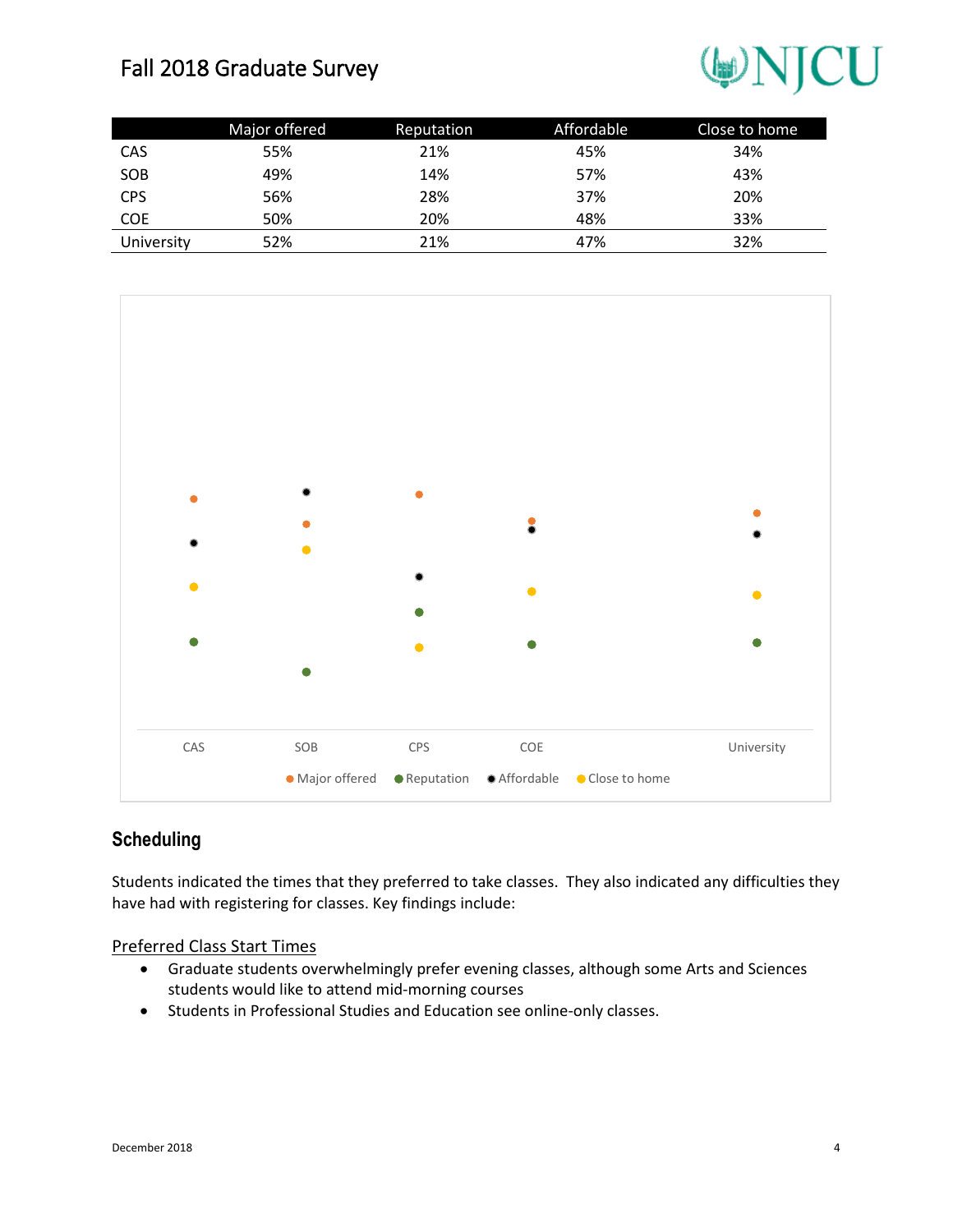| | Major offered | Reputation | Affordable | Close to home |
|---|---|---|---|---|
| CAS | 55% | 21% | 45% | 34% |
| SOB | 49% | 14% | 57% | 43% |
| CPS | 56% | 28% | 37% | 20% |
| COE | 50% | 20% | 48% | 33% |
| University | 52% | 21% | 47% | 32% |

## Scheduling

Students indicated the times that they preferred to take classes. They also indicated any difficulties they have had with registering for classes. Key findings include:

Preferred Class Start Times

- Graduate students overwhelmingly prefer evening classes, although some Arts and Sciences students would like to attend mid-morning courses
- Students in Professional Studies and Education see online-only classes.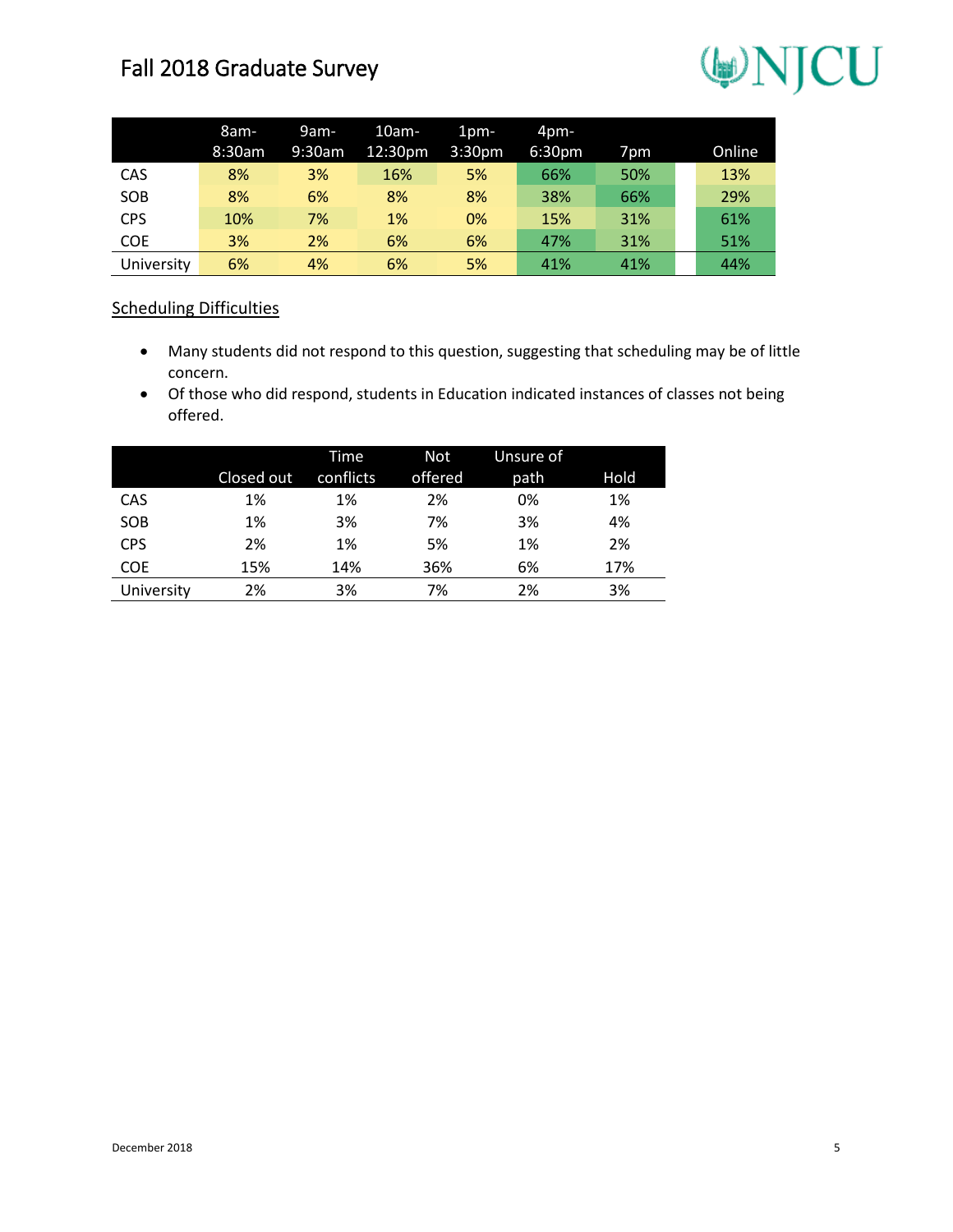|  | 8am-8:30am | 9am-9:30am | 10am-12:30pm | 1pm-3:30pm | 4pm-6:30pm | 7pm | Online |
|---|---|---|---|---|---|---|---|
| CAS | 8% | 3% | 16% | 5% | 66% | 50% | 13% |
| SOB | 8% | 6% | 8% | 8% | 38% | 66% | 29% |
| CPS | 10% | 7% | 1% | 0% | 15% | 31% | 61% |
| COE | 3% | 2% | 6% | 6% | 47% | 31% | 51% |
| University | 6% | 4% | 6% | 5% | 41% | 41% | 44% |

## Scheduling Difficulties

- Many students did not respond to this question, suggesting that scheduling may be of little concern.
- Of those who did respond, students in Education indicated instances of classes not being offered.

|  | Closed out | Time conflicts | Not offered | Unsure of path | Hold |
|---|---|---|---|---|---|
| CAS | 1% | 1% | 2% | 0% | 1% |
| SOB | 1% | 3% | 7% | 3% | 4% |
| CPS | 2% | 1% | 5% | 1% | 2% |
| COE | 15% | 14% | 36% | 6% | 17% |
| University | 2% | 3% | 7% | 2% | 3% |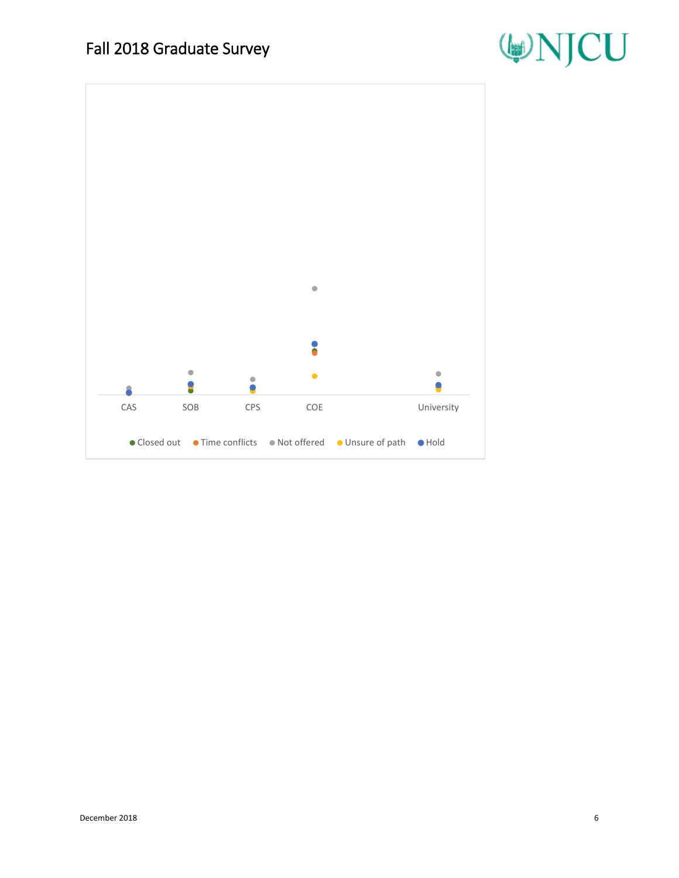CAS
SOB
CPS
COE
University

Closed out
Time conflicts
Not offered
Unsure of path
Hold